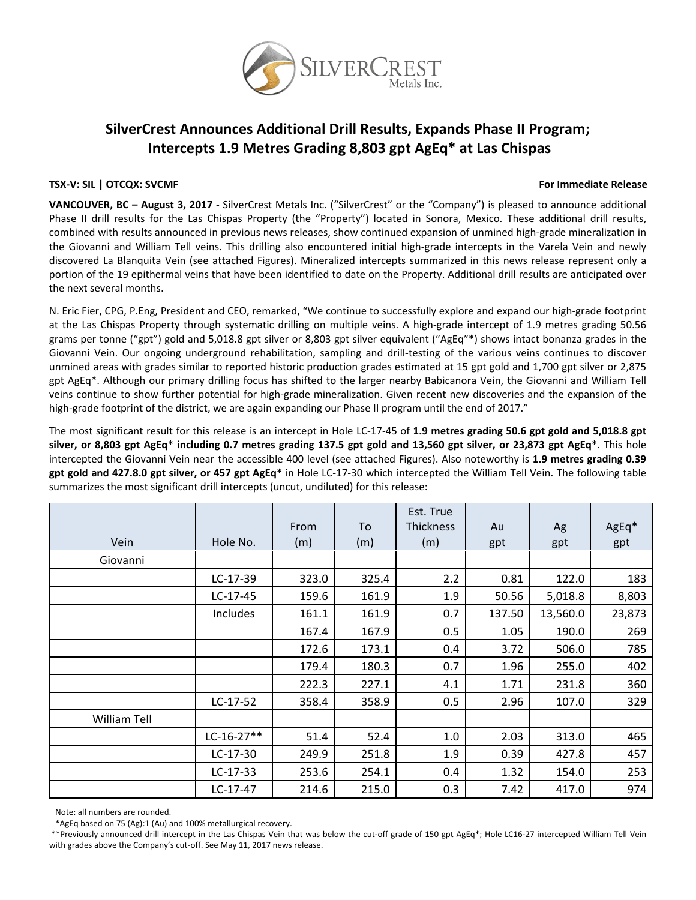# SilverCrest Announces Additional Drill Results, Expands Phase II Program; Intercepts 1.9 Metres Grading 8,803 gpt AgEq* at Las Chispas

**TSX-V: SIL | OTCQX: SVCMF** **For Immediate Release**

**VANCOUVER, BC – August 3, 2017** - SilverCrest Metals Inc. ("SilverCrest" or the "Company") is pleased to announce additional Phase II drill results for the Las Chispas Property (the "Property") located in Sonora, Mexico. These additional drill results, combined with results announced in previous news releases, show continued expansion of unmined high-grade mineralization in the Giovanni and William Tell veins. This drilling also encountered initial high-grade intercepts in the Varela Vein and newly discovered La Blanquita Vein (see attached Figures). Mineralized intercepts summarized in this news release represent only a portion of the 19 epithermal veins that have been identified to date on the Property. Additional drill results are anticipated over the next several months.

N. Eric Fier, CPG, P.Eng, President and CEO, remarked, "We continue to successfully explore and expand our high-grade footprint at the Las Chispas Property through systematic drilling on multiple veins. A high-grade intercept of 1.9 metres grading 50.56 grams per tonne ("gpt") gold and 5,018.8 gpt silver or 8,803 gpt silver equivalent ("AgEq"*) shows intact bonanza grades in the Giovanni Vein. Our ongoing underground rehabilitation, sampling and drill-testing of the various veins continues to discover unmined areas with grades similar to reported historic production grades estimated at 15 gpt gold and 1,700 gpt silver or 2,875 gpt AgEq*. Although our primary drilling focus has shifted to the larger nearby Babicanora Vein, the Giovanni and William Tell veins continue to show further potential for high-grade mineralization. Given recent new discoveries and the expansion of the high-grade footprint of the district, we are again expanding our Phase II program until the end of 2017."

The most significant result for this release is an intercept in Hole LC-17-45 of **1.9 metres grading 50.6 gpt gold and 5,018.8 gpt silver, or 8,803 gpt AgEq* including 0.7 metres grading 137.5 gpt gold and 13,560 gpt silver, or 23,873 gpt AgEq***. This hole intercepted the Giovanni Vein near the accessible 400 level (see attached Figures). Also noteworthy is **1.9 metres grading 0.39 gpt gold and 427.8.0 gpt silver, or 457 gpt AgEq*** in Hole LC-17-30 which intercepted the William Tell Vein. The following table summarizes the most significant drill intercepts (uncut, undiluted) for this release:

| Vein | Hole No. | From (m) | To (m) | Est. True Thickness (m) | Au gpt | Ag gpt | AgEq* gpt |
|---|---|---|---|---|---|---|---|
| Giovanni | | | | | | | |
| | LC-17-39 | 323.0 | 325.4 | 2.2 | 0.81 | 122.0 | 183 |
| | LC-17-45 | 159.6 | 161.9 | 1.9 | 50.56 | 5,018.8 | 8,803 |
| | Includes | 161.1 | 161.9 | 0.7 | 137.50 | 13,560.0 | 23,873 |
| | | 167.4 | 167.9 | 0.5 | 1.05 | 190.0 | 269 |
| | | 172.6 | 173.1 | 0.4 | 3.72 | 506.0 | 785 |
| | | 179.4 | 180.3 | 0.7 | 1.96 | 255.0 | 402 |
| | | 222.3 | 227.1 | 4.1 | 1.71 | 231.8 | 360 |
| | LC-17-52 | 358.4 | 358.9 | 0.5 | 2.96 | 107.0 | 329 |
| William Tell | | | | | | | |
| | LC-16-27** | 51.4 | 52.4 | 1.0 | 2.03 | 313.0 | 465 |
| | LC-17-30 | 249.9 | 251.8 | 1.9 | 0.39 | 427.8 | 457 |
| | LC-17-33 | 253.6 | 254.1 | 0.4 | 1.32 | 154.0 | 253 |
| | LC-17-47 | 214.6 | 215.0 | 0.3 | 7.42 | 417.0 | 974 |

Note: all numbers are rounded.

*AgEq based on 75 (Ag):1 (Au) and 100% metallurgical recovery.

**Previously announced drill intercept in the Las Chispas Vein that was below the cut-off grade of 150 gpt AgEq*; Hole LC16-27 intercepted William Tell Vein with grades above the Company's cut-off. See May 11, 2017 news release.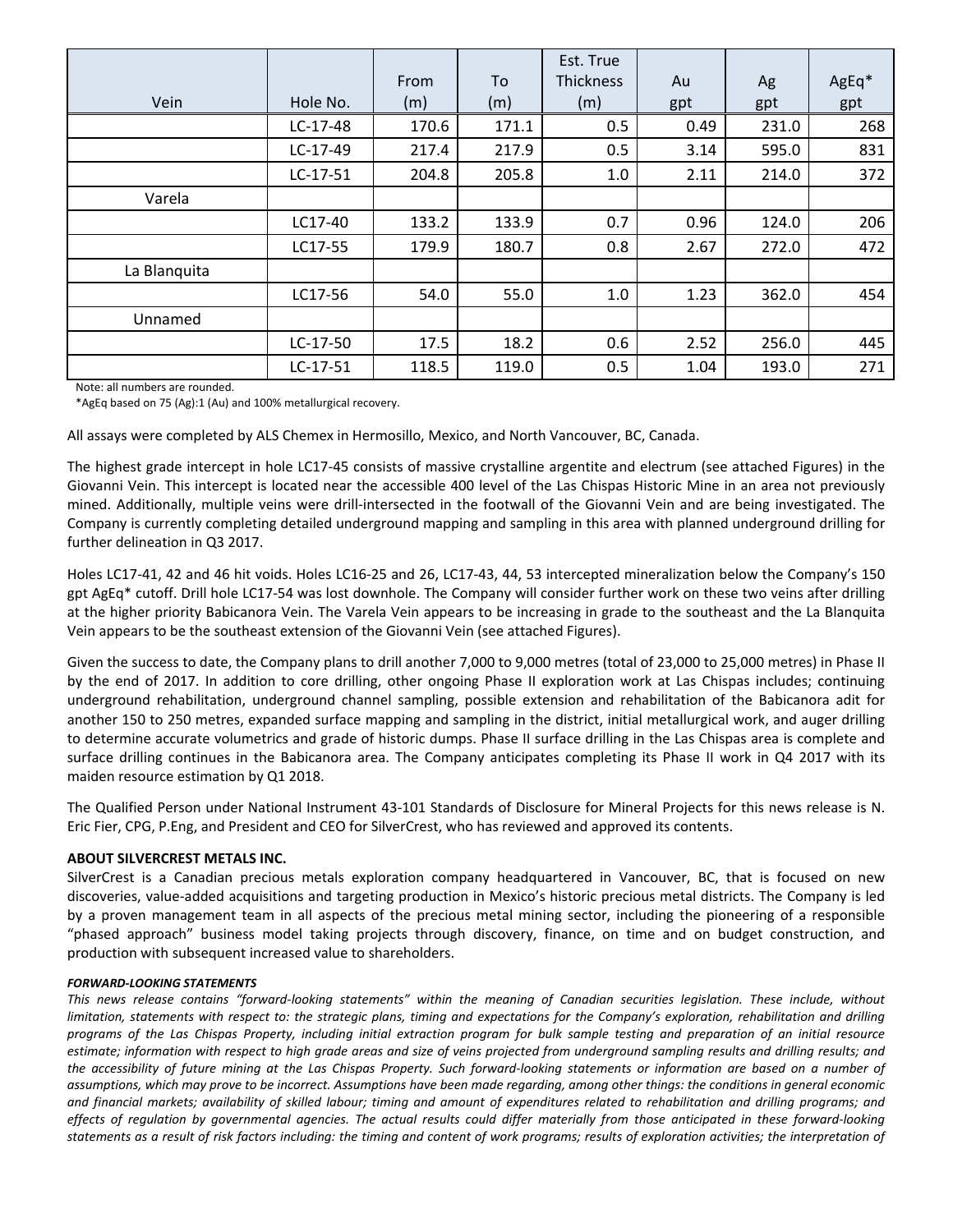| Vein | Hole No. | From (m) | To (m) | Est. True Thickness (m) | Au gpt | Ag gpt | AgEq* gpt |
|---|---|---|---|---|---|---|---|
| | LC-17-48 | 170.6 | 171.1 | 0.5 | 0.49 | 231.0 | 268 |
| | LC-17-49 | 217.4 | 217.9 | 0.5 | 3.14 | 595.0 | 831 |
| | LC-17-51 | 204.8 | 205.8 | 1.0 | 2.11 | 214.0 | 372 |
| Varela | | | | | | | |
| | LC17-40 | 133.2 | 133.9 | 0.7 | 0.96 | 124.0 | 206 |
| | LC17-55 | 179.9 | 180.7 | 0.8 | 2.67 | 272.0 | 472 |
| La Blanquita | | | | | | | |
| | LC17-56 | 54.0 | 55.0 | 1.0 | 1.23 | 362.0 | 454 |
| Unnamed | | | | | | | |
| | LC-17-50 | 17.5 | 18.2 | 0.6 | 2.52 | 256.0 | 445 |
| | LC-17-51 | 118.5 | 119.0 | 0.5 | 1.04 | 193.0 | 271 |

Note: all numbers are rounded.

*AgEq based on 75 (Ag):1 (Au) and 100% metallurgical recovery.

All assays were completed by ALS Chemex in Hermosillo, Mexico, and North Vancouver, BC, Canada.

The highest grade intercept in hole LC17-45 consists of massive crystalline argentite and electrum (see attached Figures) in the Giovanni Vein. This intercept is located near the accessible 400 level of the Las Chispas Historic Mine in an area not previously mined. Additionally, multiple veins were drill-intersected in the footwall of the Giovanni Vein and are being investigated. The Company is currently completing detailed underground mapping and sampling in this area with planned underground drilling for further delineation in Q3 2017.

Holes LC17-41, 42 and 46 hit voids. Holes LC16-25 and 26, LC17-43, 44, 53 intercepted mineralization below the Company's 150 gpt AgEq* cutoff. Drill hole LC17-54 was lost downhole. The Company will consider further work on these two veins after drilling at the higher priority Babicanora Vein. The Varela Vein appears to be increasing in grade to the southeast and the La Blanquita Vein appears to be the southeast extension of the Giovanni Vein (see attached Figures).

Given the success to date, the Company plans to drill another 7,000 to 9,000 metres (total of 23,000 to 25,000 metres) in Phase II by the end of 2017. In addition to core drilling, other ongoing Phase II exploration work at Las Chispas includes; continuing underground rehabilitation, underground channel sampling, possible extension and rehabilitation of the Babicanora adit for another 150 to 250 metres, expanded surface mapping and sampling in the district, initial metallurgical work, and auger drilling to determine accurate volumetrics and grade of historic dumps. Phase II surface drilling in the Las Chispas area is complete and surface drilling continues in the Babicanora area. The Company anticipates completing its Phase II work in Q4 2017 with its maiden resource estimation by Q1 2018.

The Qualified Person under National Instrument 43-101 Standards of Disclosure for Mineral Projects for this news release is N. Eric Fier, CPG, P.Eng, and President and CEO for SilverCrest, who has reviewed and approved its contents.

**ABOUT SILVERCREST METALS INC.**

SilverCrest is a Canadian precious metals exploration company headquartered in Vancouver, BC, that is focused on new discoveries, value-added acquisitions and targeting production in Mexico's historic precious metal districts. The Company is led by a proven management team in all aspects of the precious metal mining sector, including the pioneering of a responsible "phased approach" business model taking projects through discovery, finance, on time and on budget construction, and production with subsequent increased value to shareholders.

***FORWARD-LOOKING STATEMENTS***

*This news release contains "forward-looking statements" within the meaning of Canadian securities legislation. These include, without limitation, statements with respect to: the strategic plans, timing and expectations for the Company's exploration, rehabilitation and drilling programs of the Las Chispas Property, including initial extraction program for bulk sample testing and preparation of an initial resource estimate; information with respect to high grade areas and size of veins projected from underground sampling results and drilling results; and the accessibility of future mining at the Las Chispas Property. Such forward-looking statements or information are based on a number of assumptions, which may prove to be incorrect. Assumptions have been made regarding, among other things: the conditions in general economic and financial markets; availability of skilled labour; timing and amount of expenditures related to rehabilitation and drilling programs; and effects of regulation by governmental agencies. The actual results could differ materially from those anticipated in these forward-looking statements as a result of risk factors including: the timing and content of work programs; results of exploration activities; the interpretation of*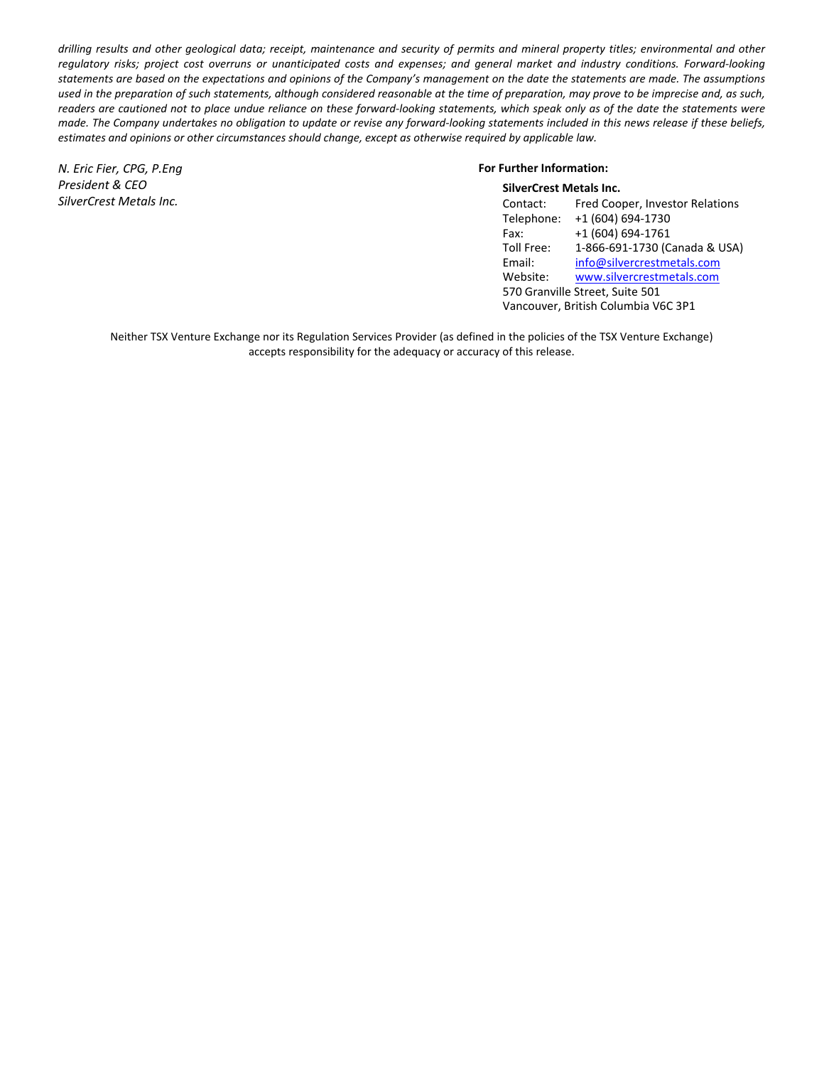*drilling results and other geological data; receipt, maintenance and security of permits and mineral property titles; environmental and other regulatory risks; project cost overruns or unanticipated costs and expenses; and general market and industry conditions. Forward-looking statements are based on the expectations and opinions of the Company's management on the date the statements are made. The assumptions used in the preparation of such statements, although considered reasonable at the time of preparation, may prove to be imprecise and, as such, readers are cautioned not to place undue reliance on these forward-looking statements, which speak only as of the date the statements were made. The Company undertakes no obligation to update or revise any forward-looking statements included in this news release if these beliefs, estimates and opinions or other circumstances should change, except as otherwise required by applicable law.*

*N. Eric Fier, CPG, P.Eng*
*President & CEO*
*SilverCrest Metals Inc.*

**For Further Information:**

**SilverCrest Metals Inc.**

Contact: Fred Cooper, Investor Relations
Telephone: +1 (604) 694-1730
Fax: +1 (604) 694-1761
Toll Free: 1-866-691-1730 (Canada & USA)
Email: info@silvercrestmetals.com
Website: www.silvercrestmetals.com
570 Granville Street, Suite 501
Vancouver, British Columbia V6C 3P1

Neither TSX Venture Exchange nor its Regulation Services Provider (as defined in the policies of the TSX Venture Exchange) accepts responsibility for the adequacy or accuracy of this release.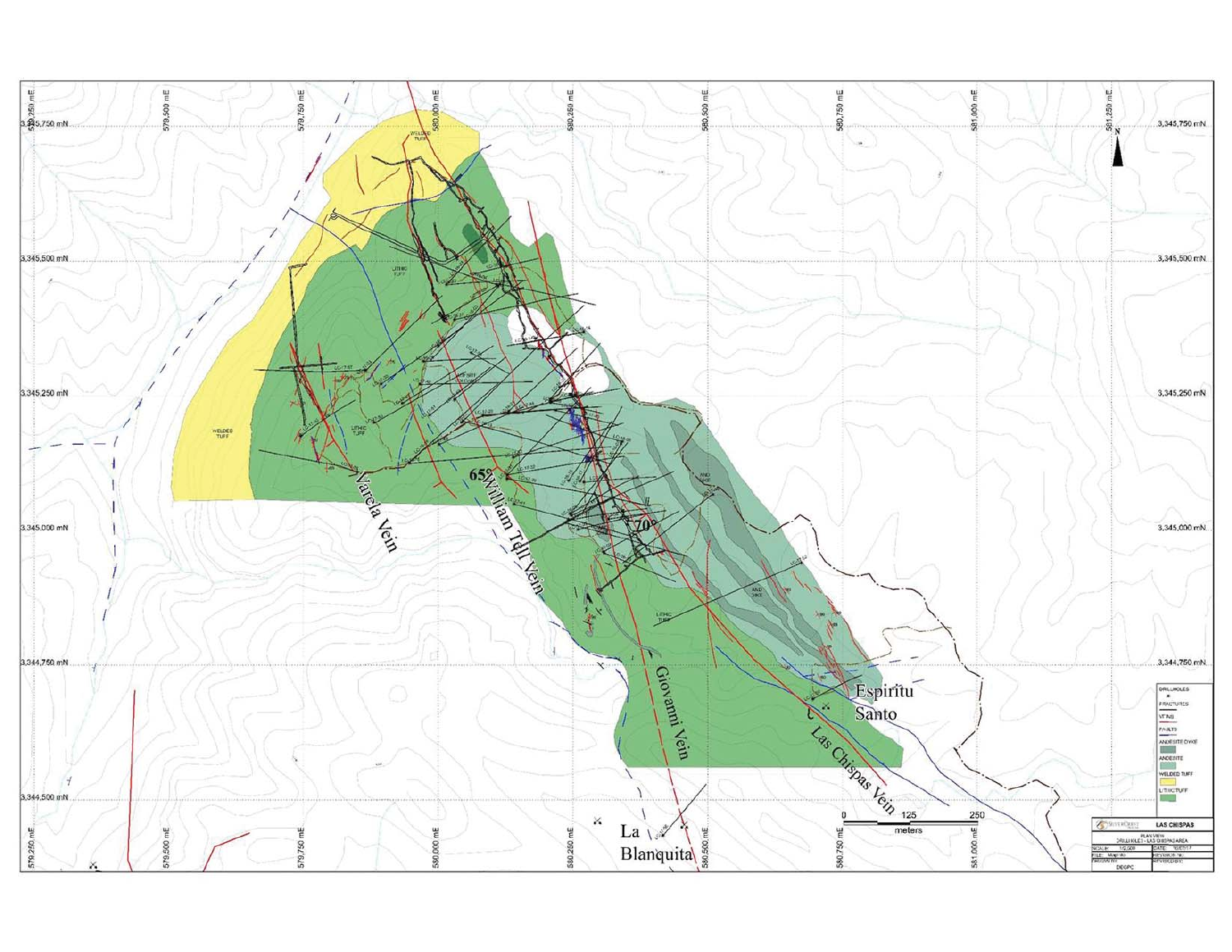Varela Vein

William Tell Vein

Giovanni Vein

Las Chispas Vein

Espiritu Santo

La Blanquita

65°

70°

DRILLHOLES

FRACTURES

VEINS

FAULTS

ANDESITE DYKE

ANDESITE

WELDED TUFF

LITHIC TUFF

0 125 250

meters

LAS CHISPAS

PLAN VIEW

DRILLHOLES - LAS CHISPAS AREA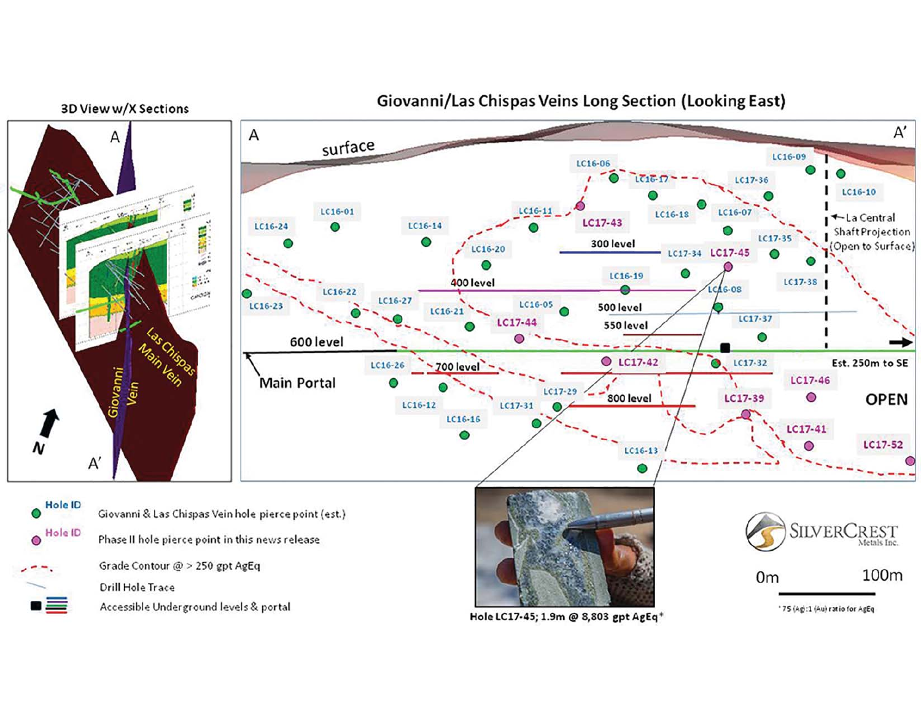### 3D View w/X Sections

A

Las Chispas Main Vein

Giovanni Vein

N

A′

## Giovanni/Las Chispas Veins Long Section (Looking East)

A

A′

surface

LC16-06, LC16-17, LC17-36, LC16-09, LC16-10, LC16-01, LC16-24, LC16-14, LC16-11, LC17-43, LC16-18, LC16-07, LC16-20, LC17-35, LC17-34, LC17-45, LC16-19, LC16-08, LC17-38, LC16-22, LC16-23, LC16-27, LC16-21, LC16-05, LC17-44, LC17-37, LC16-26, LC17-42, LC17-32, LC17-46, LC16-12, LC17-29, LC17-31, LC17-39, LC16-16, LC17-41, LC17-52, LC16-13

300 level

400 level

500 level

550 level

600 level

700 level

800 level

Main Portal

La Central Shaft Projection (Open to Surface)

Est. 250m to SE

OPEN

Hole LC17-45; 1.9m @ 8,803 gpt AgEq*

**Legend**

- Hole ID — Giovanni & Las Chispas Vein hole pierce point (est.)
- Hole ID — Phase II hole pierce point in this news release
- Grade Contour @ > 250 gpt AgEq
- Drill Hole Trace
- Accessible Underground levels & portal

SILVERCREST Metals Inc.

0m 100m

*75 (Ag):1 (Au) ratio for AgEq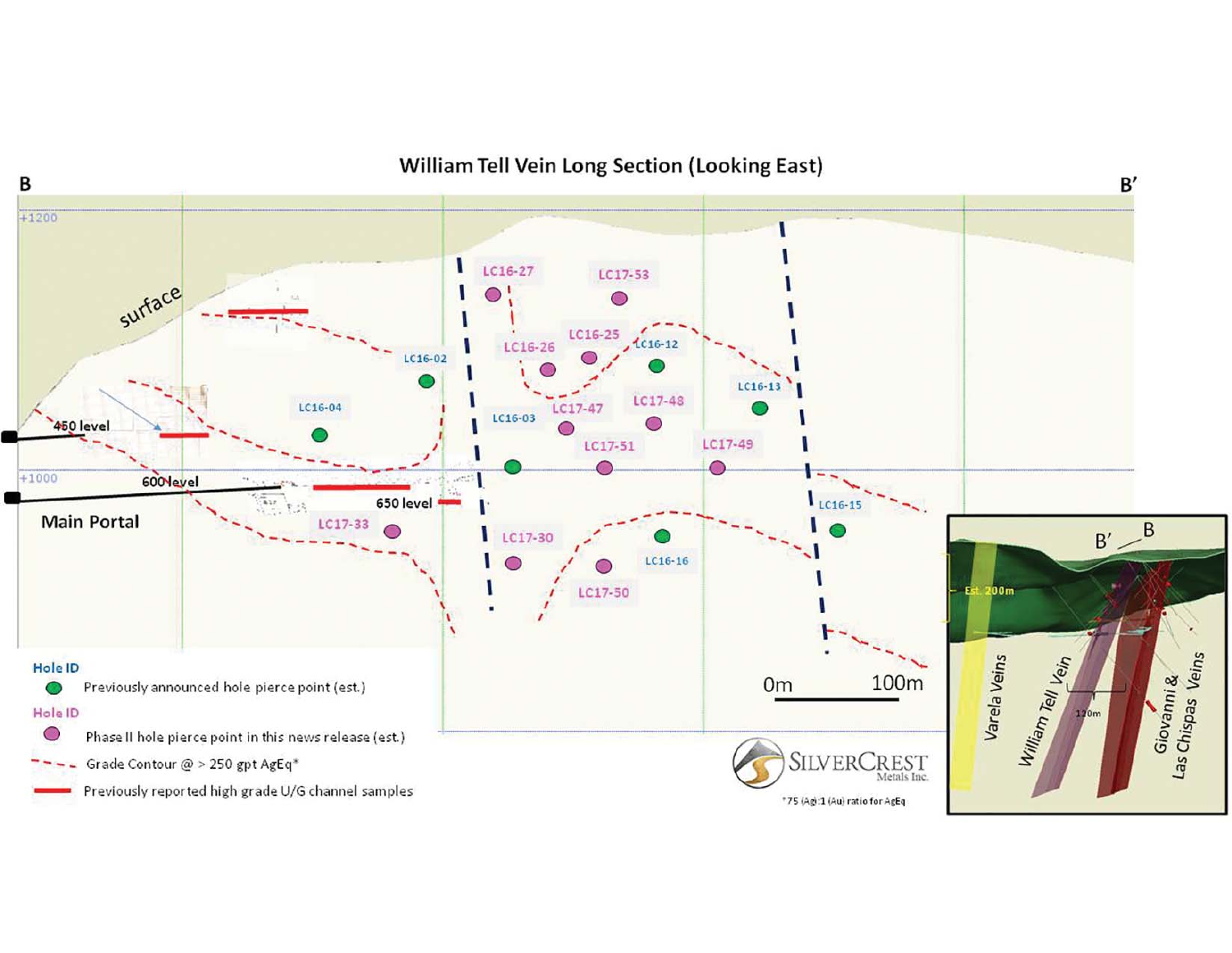## William Tell Vein Long Section (Looking East)

B

B'

+1200

+1000

surface

450 level

600 level

650 level

Main Portal

LC16-27
LC17-53
LC16-26
LC16-25
LC16-12
LC16-02
LC16-04
LC16-13
LC16-03
LC17-47
LC17-48
LC17-51
LC17-49
LC16-15
LC17-33
LC17-30
LC16-16
LC17-50

0m 100m

B' B
Est. 200m
120m
Varela Veins
William Tell Vein
Giovanni & Las Chispas Veins

**Hole ID**

Previously announced hole pierce point (est.)

**Hole ID**

Phase II hole pierce point in this news release (est.)

Grade Contour @ > 250 gpt AgEq*

Previously reported high grade U/G channel samples

SILVERCREST Metals Inc.

*75 (Ag):1 (Au) ratio for AgEq